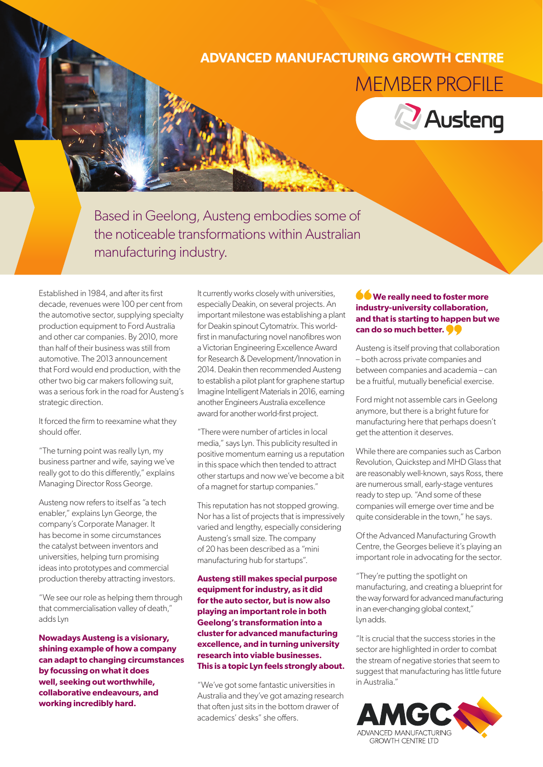# ADVANCED MANUFACTURING GROWTH CENTRE

## MEMBER PROFILE

Austeng

Based in Geelong, Austeng embodies some of the noticeable transformations within Australian manufacturing industry.

Established in 1984, and after its first decade, revenues were 100 per cent from the automotive sector, supplying specialty production equipment to Ford Australia and other car companies. By 2010, more than half of their business was still from automotive. The 2013 announcement that Ford would end production, with the other two big car makers following suit, was a serious fork in the road for Austeng's strategic direction.

It forced the firm to reexamine what they should offer.

"The turning point was really Lyn, my business partner and wife, saying we've really got to do this differently," explains Managing Director Ross George.

Austeng now refers to itself as "a tech enabler," explains Lyn George, the company's Corporate Manager. It has become in some circumstances the catalyst between inventors and universities, helping turn promising ideas into prototypes and commercial production thereby attracting investors.

"We see our role as helping them through that commercialisation valley of death," adds Lyn

**Nowadays Austeng is a visionary, shining example of how a company can adapt to changing circumstances by focussing on what it does well, seeking out worthwhile, collaborative endeavours, and working incredibly hard.**

It currently works closely with universities, especially Deakin, on several projects. An important milestone was establishing a plant for Deakin spinout Cytomatrix. This world-first in manufacturing novel nanofibres won a Victorian Engineering Excellence Award for Research & Development/Innovation in 2014. Deakin then recommended Austeng to establish a pilot plant for graphene startup Imagine Intelligent Materials in 2016, earning another Engineers Australia excellence award for another world-first project.

"There were number of articles in local media," says Lyn. This publicity resulted in positive momentum earning us a reputation in this space which then tended to attract other startups and now we've become a bit of a magnet for startup companies."

This reputation has not stopped growing. Nor has a list of projects that is impressively varied and lengthy, especially considering Austeng's small size. The company of 20 has been described as a "mini manufacturing hub for startups".

**Austeng still makes special purpose equipment for industry, as it did for the auto sector, but is now also playing an important role in both Geelong's transformation into a cluster for advanced manufacturing excellence, and in turning university research into viable businesses. This is a topic Lyn feels strongly about.**

"We've got some fantastic universities in Australia and they've got amazing research that often just sits in the bottom drawer of academics' desks" she offers.

**"We really need to foster more industry-university collaboration, and that is starting to happen but we can do so much better."**

Austeng is itself proving that collaboration – both across private companies and between companies and academia – can be a fruitful, mutually beneficial exercise.

Ford might not assemble cars in Geelong anymore, but there is a bright future for manufacturing here that perhaps doesn't get the attention it deserves.

While there are companies such as Carbon Revolution, Quickstep and MHD Glass that are reasonably well-known, says Ross, there are numerous small, early-stage ventures ready to step up. "And some of these companies will emerge over time and be quite considerable in the town," he says.

Of the Advanced Manufacturing Growth Centre, the Georges believe it's playing an important role in advocating for the sector.

"They're putting the spotlight on manufacturing, and creating a blueprint for the way forward for advanced manufacturing in an ever-changing global context," Lyn adds.

"It is crucial that the success stories in the sector are highlighted in order to combat the stream of negative stories that seem to suggest that manufacturing has little future in Australia."

AMGC ADVANCED MANUFACTURING GROWTH CENTRE LTD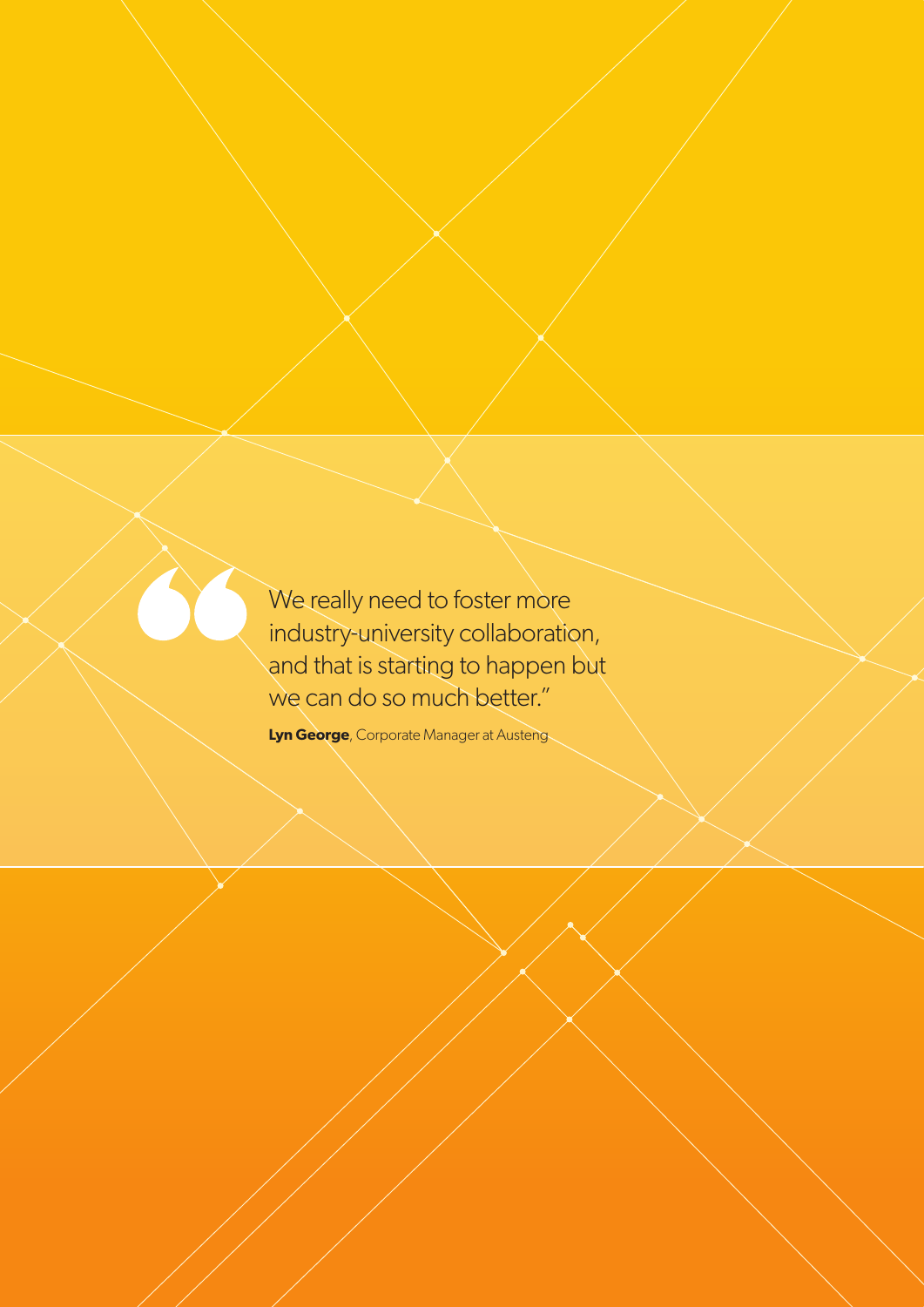> We really need to foster more industry-university collaboration, and that is starting to happen but we can do so much better."

**Lyn George**, Corporate Manager at Austeng